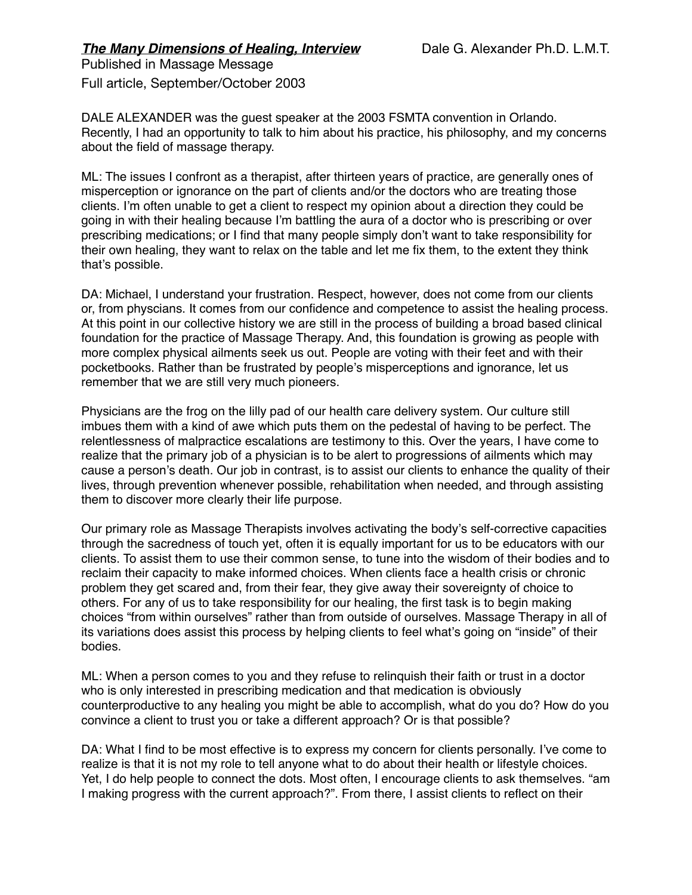***The Many Dimensions of Healing, Interview*** Dale G. Alexander Ph.D. L.M.T.

Published in Massage Message

Full article, September/October 2003

DALE ALEXANDER was the guest speaker at the 2003 FSMTA convention in Orlando. Recently, I had an opportunity to talk to him about his practice, his philosophy, and my concerns about the field of massage therapy.

ML: The issues I confront as a therapist, after thirteen years of practice, are generally ones of misperception or ignorance on the part of clients and/or the doctors who are treating those clients. I'm often unable to get a client to respect my opinion about a direction they could be going in with their healing because I'm battling the aura of a doctor who is prescribing or over prescribing medications; or I find that many people simply don't want to take responsibility for their own healing, they want to relax on the table and let me fix them, to the extent they think that's possible.

DA: Michael, I understand your frustration. Respect, however, does not come from our clients or, from physcians. It comes from our confidence and competence to assist the healing process. At this point in our collective history we are still in the process of building a broad based clinical foundation for the practice of Massage Therapy. And, this foundation is growing as people with more complex physical ailments seek us out. People are voting with their feet and with their pocketbooks. Rather than be frustrated by people's misperceptions and ignorance, let us remember that we are still very much pioneers.

Physicians are the frog on the lilly pad of our health care delivery system. Our culture still imbues them with a kind of awe which puts them on the pedestal of having to be perfect. The relentlessness of malpractice escalations are testimony to this. Over the years, I have come to realize that the primary job of a physician is to be alert to progressions of ailments which may cause a person's death. Our job in contrast, is to assist our clients to enhance the quality of their lives, through prevention whenever possible, rehabilitation when needed, and through assisting them to discover more clearly their life purpose.

Our primary role as Massage Therapists involves activating the body's self-corrective capacities through the sacredness of touch yet, often it is equally important for us to be educators with our clients. To assist them to use their common sense, to tune into the wisdom of their bodies and to reclaim their capacity to make informed choices. When clients face a health crisis or chronic problem they get scared and, from their fear, they give away their sovereignty of choice to others. For any of us to take responsibility for our healing, the first task is to begin making choices "from within ourselves" rather than from outside of ourselves. Massage Therapy in all of its variations does assist this process by helping clients to feel what's going on "inside" of their bodies.

ML: When a person comes to you and they refuse to relinquish their faith or trust in a doctor who is only interested in prescribing medication and that medication is obviously counterproductive to any healing you might be able to accomplish, what do you do? How do you convince a client to trust you or take a different approach? Or is that possible?

DA: What I find to be most effective is to express my concern for clients personally. I've come to realize is that it is not my role to tell anyone what to do about their health or lifestyle choices. Yet, I do help people to connect the dots. Most often, I encourage clients to ask themselves. "am I making progress with the current approach?". From there, I assist clients to reflect on their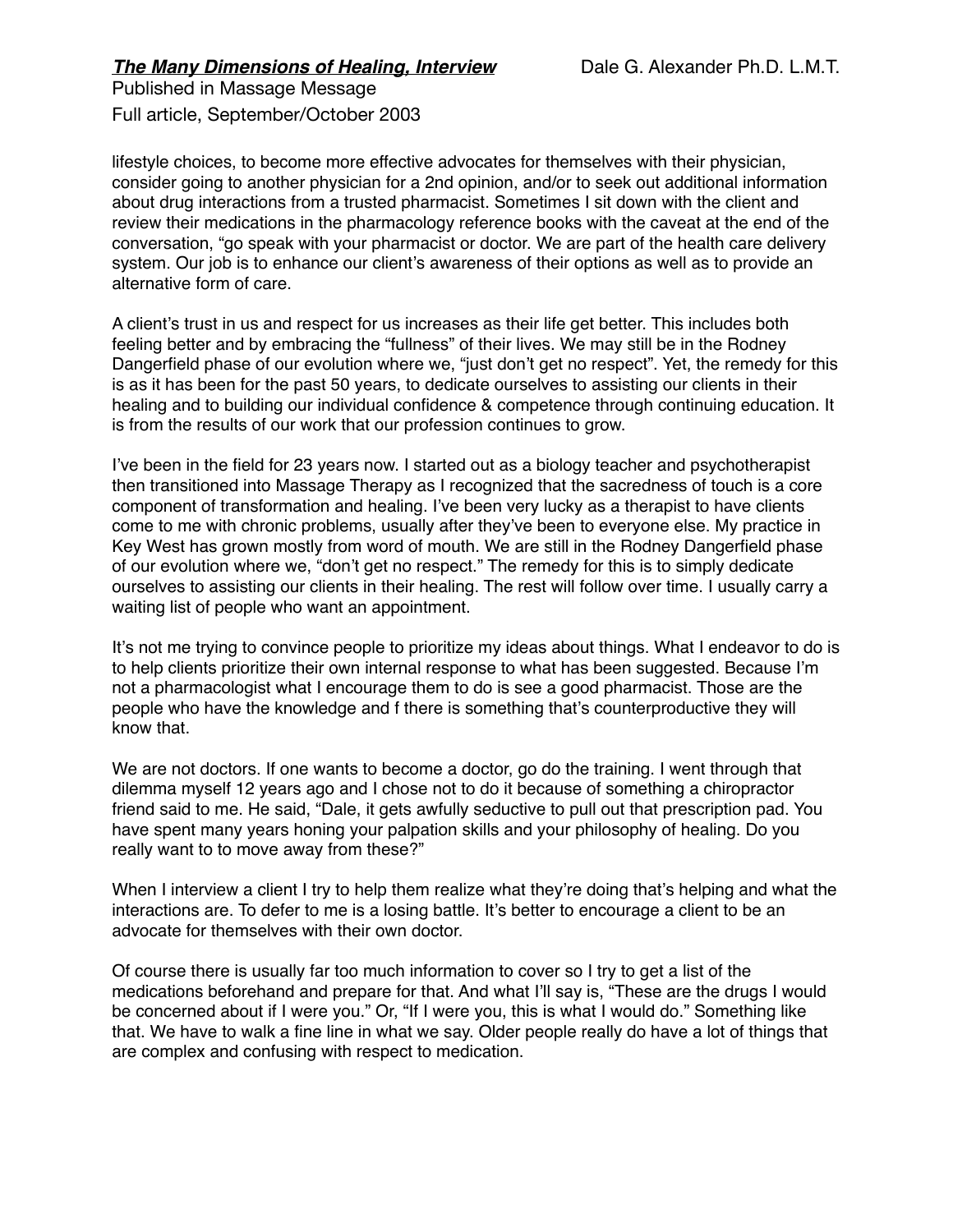lifestyle choices, to become more effective advocates for themselves with their physician, consider going to another physician for a 2nd opinion, and/or to seek out additional information about drug interactions from a trusted pharmacist. Sometimes I sit down with the client and review their medications in the pharmacology reference books with the caveat at the end of the conversation, "go speak with your pharmacist or doctor. We are part of the health care delivery system. Our job is to enhance our client's awareness of their options as well as to provide an alternative form of care.

A client's trust in us and respect for us increases as their life get better. This includes both feeling better and by embracing the "fullness" of their lives. We may still be in the Rodney Dangerfield phase of our evolution where we, "just don't get no respect". Yet, the remedy for this is as it has been for the past 50 years, to dedicate ourselves to assisting our clients in their healing and to building our individual confidence & competence through continuing education. It is from the results of our work that our profession continues to grow.

I've been in the field for 23 years now. I started out as a biology teacher and psychotherapist then transitioned into Massage Therapy as I recognized that the sacredness of touch is a core component of transformation and healing. I've been very lucky as a therapist to have clients come to me with chronic problems, usually after they've been to everyone else. My practice in Key West has grown mostly from word of mouth. We are still in the Rodney Dangerfield phase of our evolution where we, "don't get no respect." The remedy for this is to simply dedicate ourselves to assisting our clients in their healing. The rest will follow over time. I usually carry a waiting list of people who want an appointment.

It's not me trying to convince people to prioritize my ideas about things. What I endeavor to do is to help clients prioritize their own internal response to what has been suggested. Because I'm not a pharmacologist what I encourage them to do is see a good pharmacist. Those are the people who have the knowledge and f there is something that's counterproductive they will know that.

We are not doctors. If one wants to become a doctor, go do the training. I went through that dilemma myself 12 years ago and I chose not to do it because of something a chiropractor friend said to me. He said, "Dale, it gets awfully seductive to pull out that prescription pad. You have spent many years honing your palpation skills and your philosophy of healing. Do you really want to to move away from these?"

When I interview a client I try to help them realize what they're doing that's helping and what the interactions are. To defer to me is a losing battle. It's better to encourage a client to be an advocate for themselves with their own doctor.

Of course there is usually far too much information to cover so I try to get a list of the medications beforehand and prepare for that. And what I'll say is, "These are the drugs I would be concerned about if I were you." Or, "If I were you, this is what I would do." Something like that. We have to walk a fine line in what we say. Older people really do have a lot of things that are complex and confusing with respect to medication.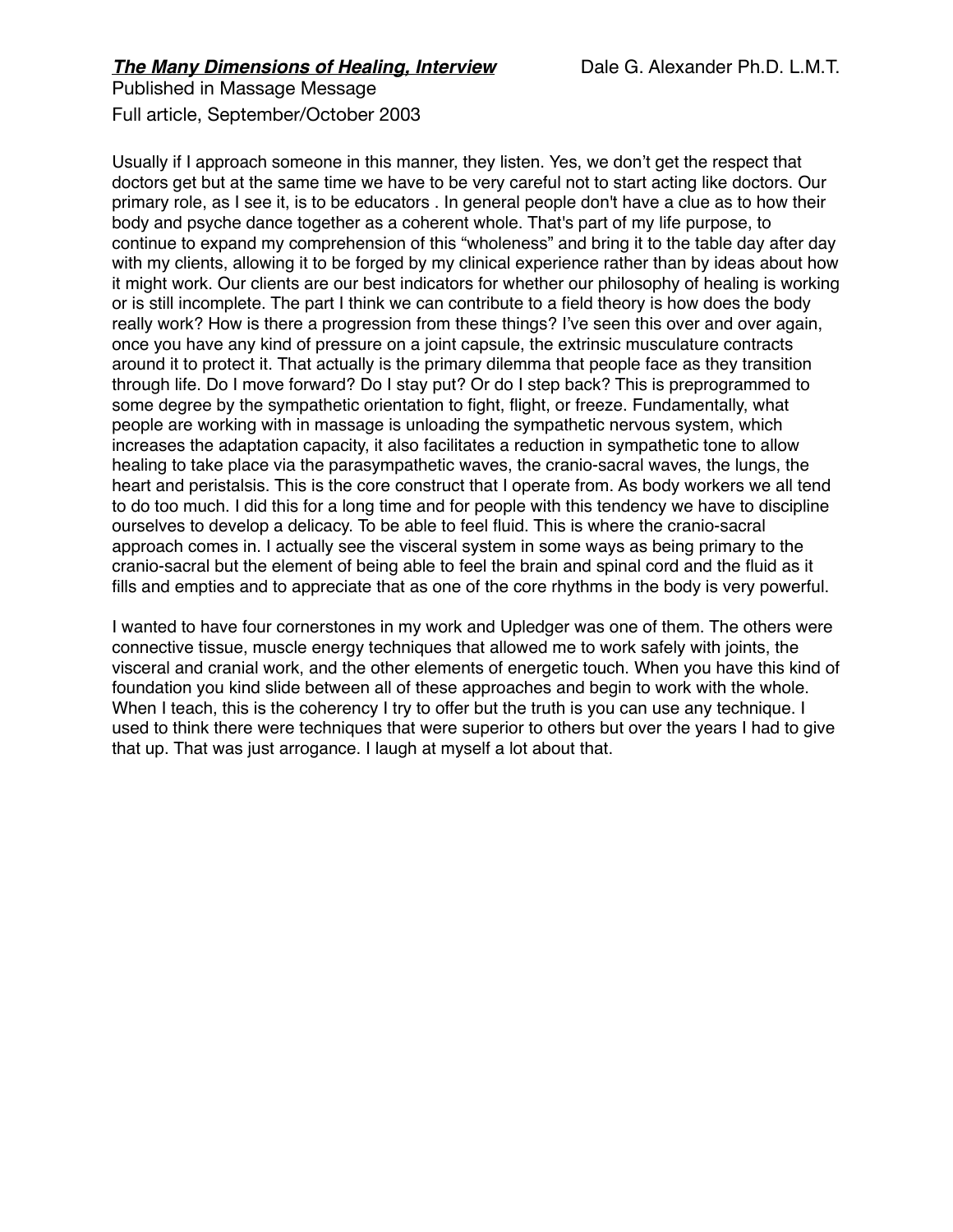Usually if I approach someone in this manner, they listen. Yes, we don't get the respect that doctors get but at the same time we have to be very careful not to start acting like doctors. Our primary role, as I see it, is to be educators . In general people don't have a clue as to how their body and psyche dance together as a coherent whole. That's part of my life purpose, to continue to expand my comprehension of this "wholeness" and bring it to the table day after day with my clients, allowing it to be forged by my clinical experience rather than by ideas about how it might work. Our clients are our best indicators for whether our philosophy of healing is working or is still incomplete. The part I think we can contribute to a field theory is how does the body really work? How is there a progression from these things? I've seen this over and over again, once you have any kind of pressure on a joint capsule, the extrinsic musculature contracts around it to protect it. That actually is the primary dilemma that people face as they transition through life. Do I move forward? Do I stay put? Or do I step back? This is preprogrammed to some degree by the sympathetic orientation to fight, flight, or freeze. Fundamentally, what people are working with in massage is unloading the sympathetic nervous system, which increases the adaptation capacity, it also facilitates a reduction in sympathetic tone to allow healing to take place via the parasympathetic waves, the cranio-sacral waves, the lungs, the heart and peristalsis. This is the core construct that I operate from. As body workers we all tend to do too much. I did this for a long time and for people with this tendency we have to discipline ourselves to develop a delicacy. To be able to feel fluid. This is where the cranio-sacral approach comes in. I actually see the visceral system in some ways as being primary to the cranio-sacral but the element of being able to feel the brain and spinal cord and the fluid as it fills and empties and to appreciate that as one of the core rhythms in the body is very powerful.

I wanted to have four cornerstones in my work and Upledger was one of them. The others were connective tissue, muscle energy techniques that allowed me to work safely with joints, the visceral and cranial work, and the other elements of energetic touch. When you have this kind of foundation you kind slide between all of these approaches and begin to work with the whole. When I teach, this is the coherency I try to offer but the truth is you can use any technique. I used to think there were techniques that were superior to others but over the years I had to give that up. That was just arrogance. I laugh at myself a lot about that.